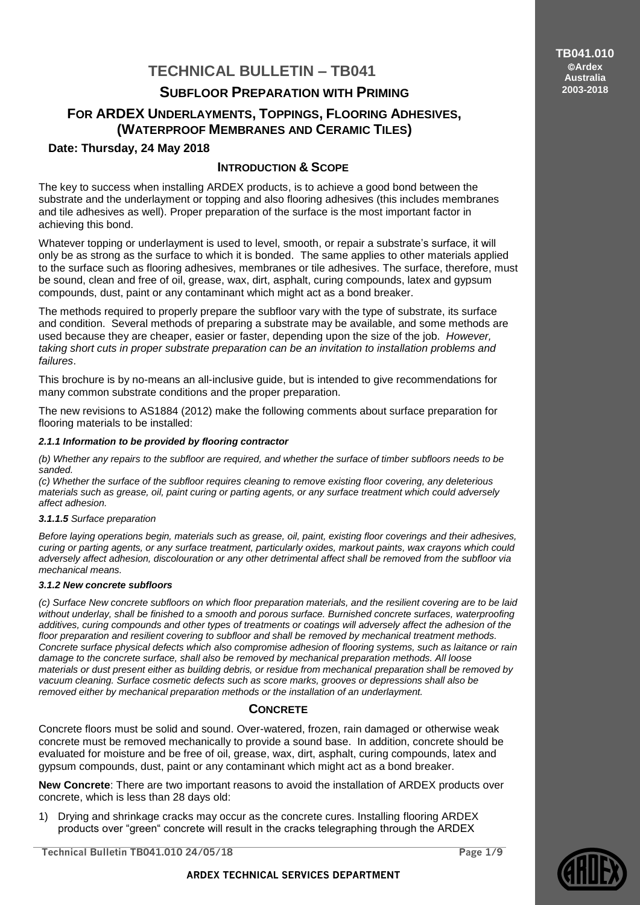# TECHNICAL BULLETIN – TB041

## SUBFLOOR PREPARATION WITH PRIMING

## FOR ARDEX UNDERLAYMENTS, TOPPINGS, FLOORING ADHESIVES, (WATERPROOF MEMBRANES AND CERAMIC TILES)

**Date: Thursday, 24 May 2018**

### INTRODUCTION & SCOPE

The key to success when installing ARDEX products, is to achieve a good bond between the substrate and the underlayment or topping and also flooring adhesives (this includes membranes and tile adhesives as well). Proper preparation of the surface is the most important factor in achieving this bond.

Whatever topping or underlayment is used to level, smooth, or repair a substrate's surface, it will only be as strong as the surface to which it is bonded. The same applies to other materials applied to the surface such as flooring adhesives, membranes or tile adhesives. The surface, therefore, must be sound, clean and free of oil, grease, wax, dirt, asphalt, curing compounds, latex and gypsum compounds, dust, paint or any contaminant which might act as a bond breaker.

The methods required to properly prepare the subfloor vary with the type of substrate, its surface and condition. Several methods of preparing a substrate may be available, and some methods are used because they are cheaper, easier or faster, depending upon the size of the job. *However, taking short cuts in proper substrate preparation can be an invitation to installation problems and failures*.

This brochure is by no-means an all-inclusive guide, but is intended to give recommendations for many common substrate conditions and the proper preparation.

The new revisions to AS1884 (2012) make the following comments about surface preparation for flooring materials to be installed:

***2.1.1 Information to be provided by flooring contractor***

*(b) Whether any repairs to the subfloor are required, and whether the surface of timber subfloors needs to be sanded.*
*(c) Whether the surface of the subfloor requires cleaning to remove existing floor covering, any deleterious materials such as grease, oil, paint curing or parting agents, or any surface treatment which could adversely affect adhesion.*

***3.1.1.5** Surface preparation*

*Before laying operations begin, materials such as grease, oil, paint, existing floor coverings and their adhesives, curing or parting agents, or any surface treatment, particularly oxides, markout paints, wax crayons which could adversely affect adhesion, discolouration or any other detrimental affect shall be removed from the subfloor via mechanical means.*

***3.1.2 New concrete subfloors***

*(c) Surface New concrete subfloors on which floor preparation materials, and the resilient covering are to be laid without underlay, shall be finished to a smooth and porous surface. Burnished concrete surfaces, waterproofing additives, curing compounds and other types of treatments or coatings will adversely affect the adhesion of the floor preparation and resilient covering to subfloor and shall be removed by mechanical treatment methods. Concrete surface physical defects which also compromise adhesion of flooring systems, such as laitance or rain damage to the concrete surface, shall also be removed by mechanical preparation methods. All loose materials or dust present either as building debris, or residue from mechanical preparation shall be removed by vacuum cleaning. Surface cosmetic defects such as score marks, grooves or depressions shall also be removed either by mechanical preparation methods or the installation of an underlayment.*

### CONCRETE

Concrete floors must be solid and sound. Over-watered, frozen, rain damaged or otherwise weak concrete must be removed mechanically to provide a sound base. In addition, concrete should be evaluated for moisture and be free of oil, grease, wax, dirt, asphalt, curing compounds, latex and gypsum compounds, dust, paint or any contaminant which might act as a bond breaker.

**New Concrete**: There are two important reasons to avoid the installation of ARDEX products over concrete, which is less than 28 days old:

1) Drying and shrinkage cracks may occur as the concrete cures. Installing flooring ARDEX products over "green" concrete will result in the cracks telegraphing through the ARDEX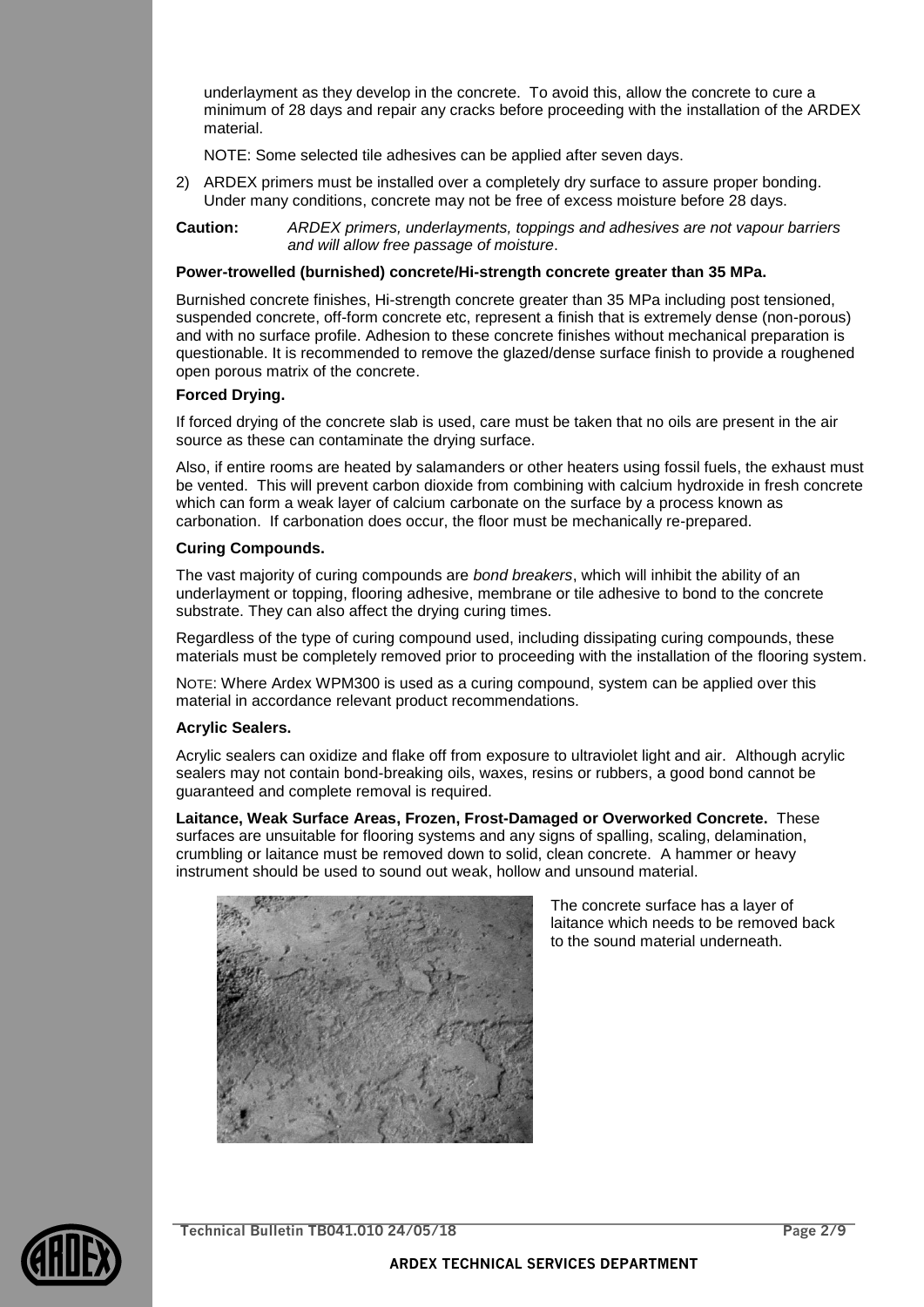underlayment as they develop in the concrete. To avoid this, allow the concrete to cure a minimum of 28 days and repair any cracks before proceeding with the installation of the ARDEX material.

NOTE: Some selected tile adhesives can be applied after seven days.

2) ARDEX primers must be installed over a completely dry surface to assure proper bonding. Under many conditions, concrete may not be free of excess moisture before 28 days.

**Caution:** *ARDEX primers, underlayments, toppings and adhesives are not vapour barriers and will allow free passage of moisture*.

**Power-trowelled (burnished) concrete/Hi-strength concrete greater than 35 MPa.**

Burnished concrete finishes, Hi-strength concrete greater than 35 MPa including post tensioned, suspended concrete, off-form concrete etc, represent a finish that is extremely dense (non-porous) and with no surface profile. Adhesion to these concrete finishes without mechanical preparation is questionable. It is recommended to remove the glazed/dense surface finish to provide a roughened open porous matrix of the concrete.

**Forced Drying.**

If forced drying of the concrete slab is used, care must be taken that no oils are present in the air source as these can contaminate the drying surface.

Also, if entire rooms are heated by salamanders or other heaters using fossil fuels, the exhaust must be vented. This will prevent carbon dioxide from combining with calcium hydroxide in fresh concrete which can form a weak layer of calcium carbonate on the surface by a process known as carbonation. If carbonation does occur, the floor must be mechanically re-prepared.

**Curing Compounds.**

The vast majority of curing compounds are *bond breakers*, which will inhibit the ability of an underlayment or topping, flooring adhesive, membrane or tile adhesive to bond to the concrete substrate. They can also affect the drying curing times.

Regardless of the type of curing compound used, including dissipating curing compounds, these materials must be completely removed prior to proceeding with the installation of the flooring system.

NOTE: Where Ardex WPM300 is used as a curing compound, system can be applied over this material in accordance relevant product recommendations.

**Acrylic Sealers.**

Acrylic sealers can oxidize and flake off from exposure to ultraviolet light and air. Although acrylic sealers may not contain bond-breaking oils, waxes, resins or rubbers, a good bond cannot be guaranteed and complete removal is required.

**Laitance, Weak Surface Areas, Frozen, Frost-Damaged or Overworked Concrete.** These surfaces are unsuitable for flooring systems and any signs of spalling, scaling, delamination, crumbling or laitance must be removed down to solid, clean concrete. A hammer or heavy instrument should be used to sound out weak, hollow and unsound material.

The concrete surface has a layer of laitance which needs to be removed back to the sound material underneath.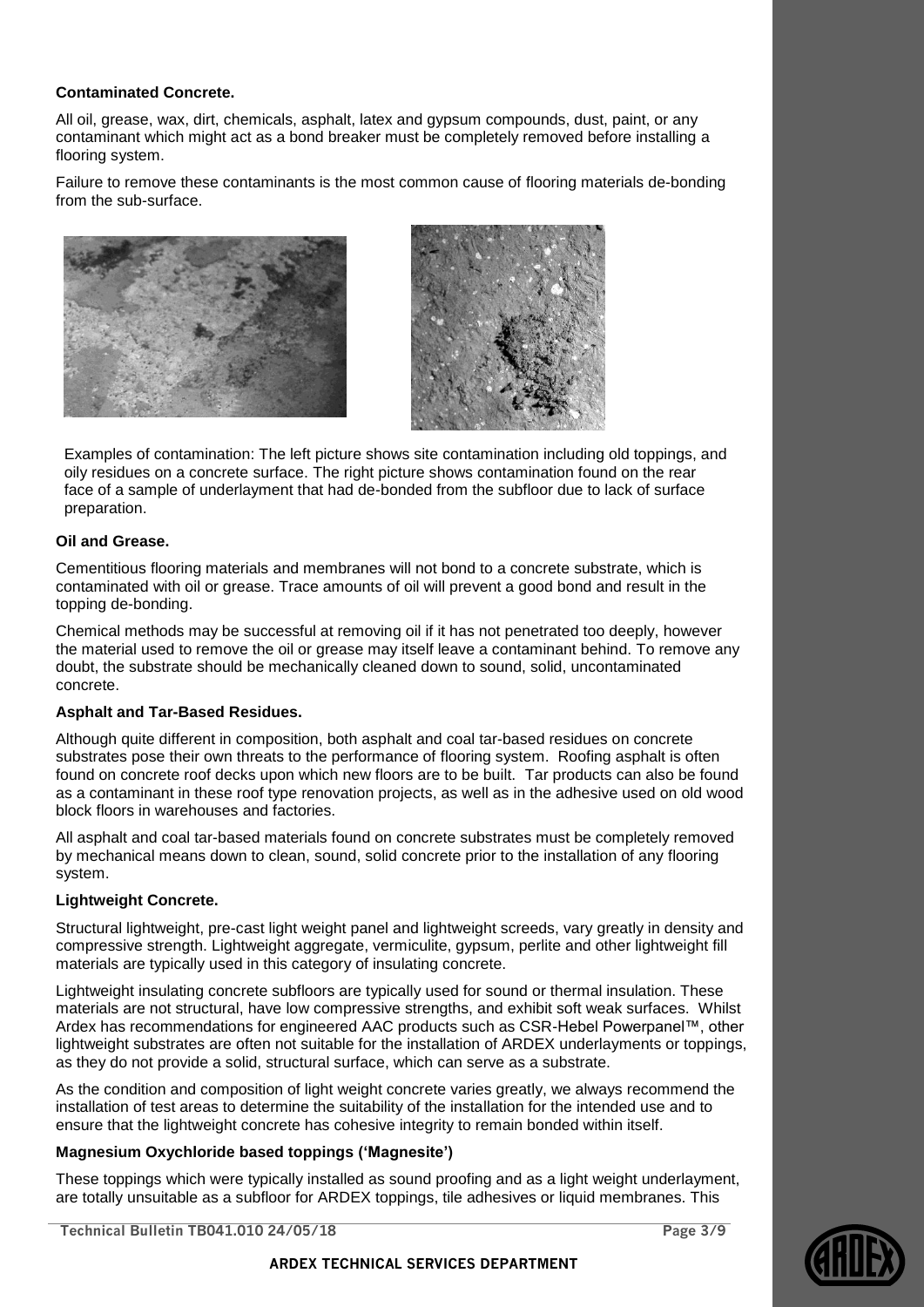**Contaminated Concrete.**

All oil, grease, wax, dirt, chemicals, asphalt, latex and gypsum compounds, dust, paint, or any contaminant which might act as a bond breaker must be completely removed before installing a flooring system.

Failure to remove these contaminants is the most common cause of flooring materials de-bonding from the sub-surface.

Examples of contamination: The left picture shows site contamination including old toppings, and oily residues on a concrete surface. The right picture shows contamination found on the rear face of a sample of underlayment that had de-bonded from the subfloor due to lack of surface preparation.

**Oil and Grease.**

Cementitious flooring materials and membranes will not bond to a concrete substrate, which is contaminated with oil or grease. Trace amounts of oil will prevent a good bond and result in the topping de-bonding.

Chemical methods may be successful at removing oil if it has not penetrated too deeply, however the material used to remove the oil or grease may itself leave a contaminant behind. To remove any doubt, the substrate should be mechanically cleaned down to sound, solid, uncontaminated concrete.

**Asphalt and Tar-Based Residues.**

Although quite different in composition, both asphalt and coal tar-based residues on concrete substrates pose their own threats to the performance of flooring system. Roofing asphalt is often found on concrete roof decks upon which new floors are to be built. Tar products can also be found as a contaminant in these roof type renovation projects, as well as in the adhesive used on old wood block floors in warehouses and factories.

All asphalt and coal tar-based materials found on concrete substrates must be completely removed by mechanical means down to clean, sound, solid concrete prior to the installation of any flooring system.

**Lightweight Concrete.**

Structural lightweight, pre-cast light weight panel and lightweight screeds, vary greatly in density and compressive strength. Lightweight aggregate, vermiculite, gypsum, perlite and other lightweight fill materials are typically used in this category of insulating concrete.

Lightweight insulating concrete subfloors are typically used for sound or thermal insulation. These materials are not structural, have low compressive strengths, and exhibit soft weak surfaces. Whilst Ardex has recommendations for engineered AAC products such as CSR-Hebel Powerpanel™, other lightweight substrates are often not suitable for the installation of ARDEX underlayments or toppings, as they do not provide a solid, structural surface, which can serve as a substrate.

As the condition and composition of light weight concrete varies greatly, we always recommend the installation of test areas to determine the suitability of the installation for the intended use and to ensure that the lightweight concrete has cohesive integrity to remain bonded within itself.

**Magnesium Oxychloride based toppings ('Magnesite')**

These toppings which were typically installed as sound proofing and as a light weight underlayment, are totally unsuitable as a subfloor for ARDEX toppings, tile adhesives or liquid membranes. This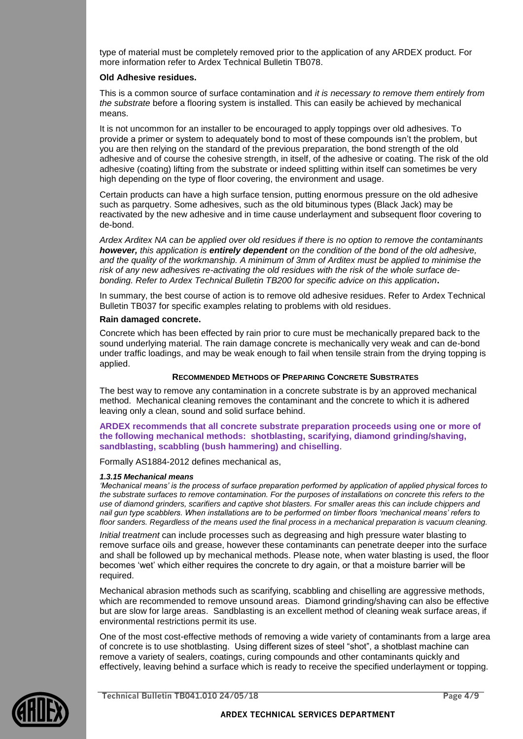type of material must be completely removed prior to the application of any ARDEX product. For more information refer to Ardex Technical Bulletin TB078.

**Old Adhesive residues.**

This is a common source of surface contamination and *it is necessary to remove them entirely from the substrate* before a flooring system is installed. This can easily be achieved by mechanical means.

It is not uncommon for an installer to be encouraged to apply toppings over old adhesives. To provide a primer or system to adequately bond to most of these compounds isn't the problem, but you are then relying on the standard of the previous preparation, the bond strength of the old adhesive and of course the cohesive strength, in itself, of the adhesive or coating. The risk of the old adhesive (coating) lifting from the substrate or indeed splitting within itself can sometimes be very high depending on the type of floor covering, the environment and usage.

Certain products can have a high surface tension, putting enormous pressure on the old adhesive such as parquetry. Some adhesives, such as the old bituminous types (Black Jack) may be reactivated by the new adhesive and in time cause underlayment and subsequent floor covering to de-bond.

*Ardex Arditex NA can be applied over old residues if there is no option to remove the contaminants **however,** this application is **entirely dependent** on the condition of the bond of the old adhesive, and the quality of the workmanship. A minimum of 3mm of Arditex must be applied to minimise the risk of any new adhesives re-activating the old residues with the risk of the whole surface de-bonding. Refer to Ardex Technical Bulletin TB200 for specific advice on this application***.**

In summary, the best course of action is to remove old adhesive residues. Refer to Ardex Technical Bulletin TB037 for specific examples relating to problems with old residues.

**Rain damaged concrete.**

Concrete which has been effected by rain prior to cure must be mechanically prepared back to the sound underlying material. The rain damage concrete is mechanically very weak and can de-bond under traffic loadings, and may be weak enough to fail when tensile strain from the drying topping is applied.

### RECOMMENDED METHODS OF PREPARING CONCRETE SUBSTRATES

The best way to remove any contamination in a concrete substrate is by an approved mechanical method. Mechanical cleaning removes the contaminant and the concrete to which it is adhered leaving only a clean, sound and solid surface behind.

**ARDEX recommends that all concrete substrate preparation proceeds using one or more of the following mechanical methods: shotblasting, scarifying, diamond grinding/shaving, sandblasting, scabbling (bush hammering) and chiselling**.

Formally AS1884-2012 defines mechanical as,

***1.3.15 Mechanical means***

*'Mechanical means' is the process of surface preparation performed by application of applied physical forces to the substrate surfaces to remove contamination. For the purposes of installations on concrete this refers to the use of diamond grinders, scarifiers and captive shot blasters. For smaller areas this can include chippers and nail gun type scabblers. When installations are to be performed on timber floors 'mechanical means' refers to floor sanders. Regardless of the means used the final process in a mechanical preparation is vacuum cleaning.*

*Initial treatment* can include processes such as degreasing and high pressure water blasting to remove surface oils and grease, however these contaminants can penetrate deeper into the surface and shall be followed up by mechanical methods. Please note, when water blasting is used, the floor becomes 'wet' which either requires the concrete to dry again, or that a moisture barrier will be required.

Mechanical abrasion methods such as scarifying, scabbling and chiselling are aggressive methods, which are recommended to remove unsound areas. Diamond grinding/shaving can also be effective but are slow for large areas. Sandblasting is an excellent method of cleaning weak surface areas, if environmental restrictions permit its use.

One of the most cost-effective methods of removing a wide variety of contaminants from a large area of concrete is to use shotblasting. Using different sizes of steel "shot", a shotblast machine can remove a variety of sealers, coatings, curing compounds and other contaminants quickly and effectively, leaving behind a surface which is ready to receive the specified underlayment or topping.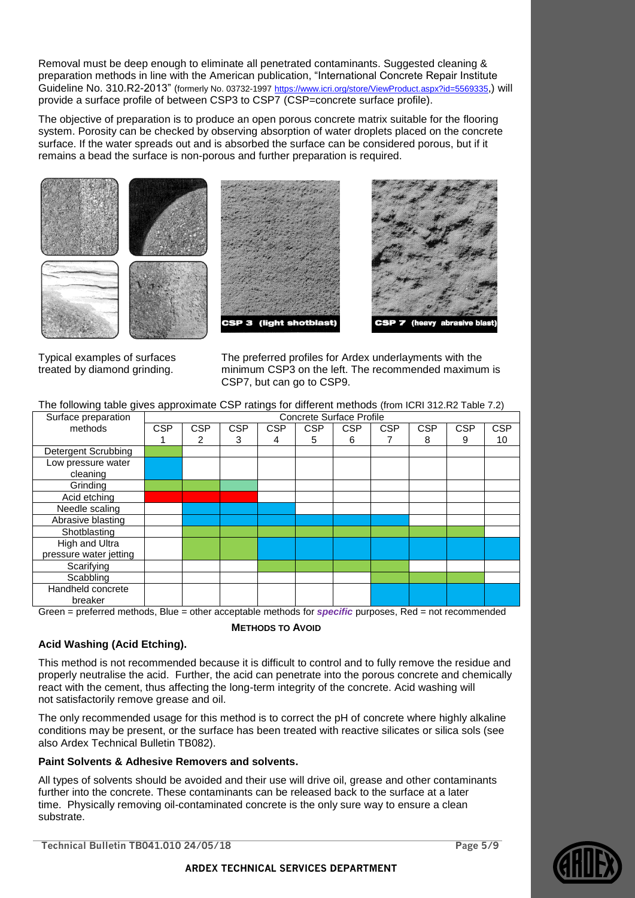Removal must be deep enough to eliminate all penetrated contaminants. Suggested cleaning & preparation methods in line with the American publication, "International Concrete Repair Institute Guideline No. 310.R2-2013" (formerly No. 03732-1997 https://www.icri.org/store/ViewProduct.aspx?id=5569335,) will provide a surface profile of between CSP3 to CSP7 (CSP=concrete surface profile).

The objective of preparation is to produce an open porous concrete matrix suitable for the flooring system. Porosity can be checked by observing absorption of water droplets placed on the concrete surface. If the water spreads out and is absorbed the surface can be considered porous, but if it remains a bead the surface is non-porous and further preparation is required.

CSP 3 (light shotblast)

CSP 7 (heavy abrasive blast)

Typical examples of surfaces treated by diamond grinding.

The preferred profiles for Ardex underlayments with the minimum CSP3 on the left. The recommended maximum is CSP7, but can go to CSP9.

The following table gives approximate CSP ratings for different methods (from ICRI 312.R2 Table 7.2)

| Surface preparation methods | Concrete Surface Profile | | | | | | | | | |
|---|---|---|---|---|---|---|---|---|---|---|
| | CSP 1 | CSP 2 | CSP 3 | CSP 4 | CSP 5 | CSP 6 | CSP 7 | CSP 8 | CSP 9 | CSP 10 |
| Detergent Scrubbing | Green | | | | | | | | | |
| Low pressure water cleaning | Blue | | | | | | | | | |
| Grinding | Green | Green | Green | | | | | | | |
| Acid etching | Red | Red | Red | | | | | | | |
| Needle scaling | | Blue | Blue | Blue | | | | | | |
| Abrasive blasting | | Blue | Blue | Blue | Blue | Blue | Blue | | | |
| Shotblasting | | Green | Green | Green | Green | Green | Green | Green | Green | |
| High and Ultra pressure water jetting | | Green | Green | Blue | Blue | Blue | Blue | Blue | Blue | Blue |
| Scarifying | | | | Green | Green | Green | Green | | | |
| Scabbling | | | | | | | Green | Green | Green | |
| Handheld concrete breaker | | | | | | | Blue | Blue | Blue | Blue |

Green = preferred methods, Blue = other acceptable methods for ***specific*** purposes, Red = not recommended

**METHODS TO AVOID**

**Acid Washing (Acid Etching).**

This method is not recommended because it is difficult to control and to fully remove the residue and properly neutralise the acid. Further, the acid can penetrate into the porous concrete and chemically react with the cement, thus affecting the long-term integrity of the concrete. Acid washing will not satisfactorily remove grease and oil.

The only recommended usage for this method is to correct the pH of concrete where highly alkaline conditions may be present, or the surface has been treated with reactive silicates or silica sols (see also Ardex Technical Bulletin TB082).

**Paint Solvents & Adhesive Removers and solvents.**

All types of solvents should be avoided and their use will drive oil, grease and other contaminants further into the concrete. These contaminants can be released back to the surface at a later time. Physically removing oil-contaminated concrete is the only sure way to ensure a clean substrate.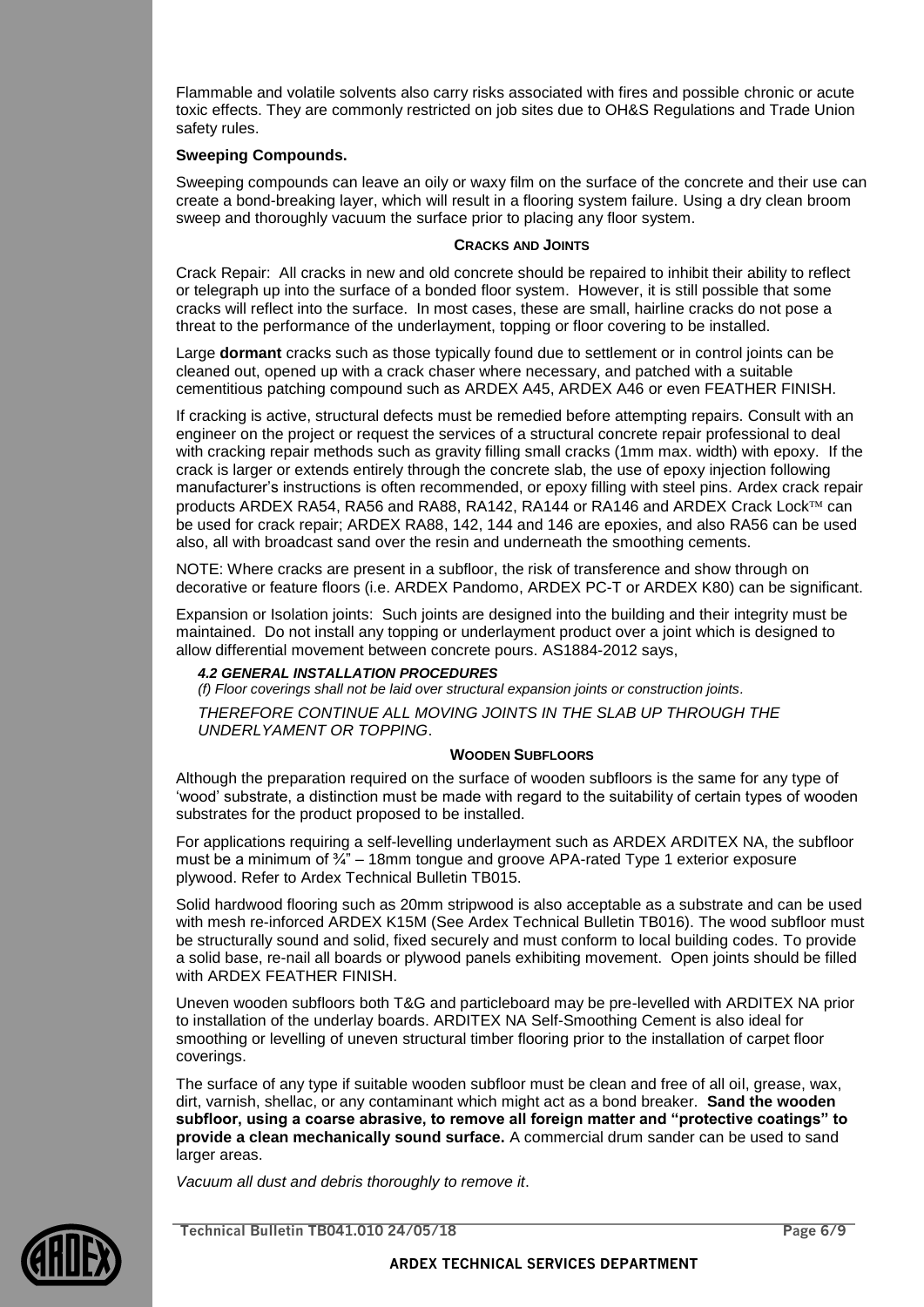Flammable and volatile solvents also carry risks associated with fires and possible chronic or acute toxic effects. They are commonly restricted on job sites due to OH&S Regulations and Trade Union safety rules.

**Sweeping Compounds.**

Sweeping compounds can leave an oily or waxy film on the surface of the concrete and their use can create a bond-breaking layer, which will result in a flooring system failure. Using a dry clean broom sweep and thoroughly vacuum the surface prior to placing any floor system.

## CRACKS AND JOINTS

Crack Repair: All cracks in new and old concrete should be repaired to inhibit their ability to reflect or telegraph up into the surface of a bonded floor system. However, it is still possible that some cracks will reflect into the surface. In most cases, these are small, hairline cracks do not pose a threat to the performance of the underlayment, topping or floor covering to be installed.

Large **dormant** cracks such as those typically found due to settlement or in control joints can be cleaned out, opened up with a crack chaser where necessary, and patched with a suitable cementitious patching compound such as ARDEX A45, ARDEX A46 or even FEATHER FINISH.

If cracking is active, structural defects must be remedied before attempting repairs. Consult with an engineer on the project or request the services of a structural concrete repair professional to deal with cracking repair methods such as gravity filling small cracks (1mm max. width) with epoxy. If the crack is larger or extends entirely through the concrete slab, the use of epoxy injection following manufacturer's instructions is often recommended, or epoxy filling with steel pins. Ardex crack repair products ARDEX RA54, RA56 and RA88, RA142, RA144 or RA146 and ARDEX Crack Lock™ can be used for crack repair; ARDEX RA88, 142, 144 and 146 are epoxies, and also RA56 can be used also, all with broadcast sand over the resin and underneath the smoothing cements.

NOTE: Where cracks are present in a subfloor, the risk of transference and show through on decorative or feature floors (i.e. ARDEX Pandomo, ARDEX PC-T or ARDEX K80) can be significant.

Expansion or Isolation joints: Such joints are designed into the building and their integrity must be maintained. Do not install any topping or underlayment product over a joint which is designed to allow differential movement between concrete pours. AS1884-2012 says,

***4.2 GENERAL INSTALLATION PROCEDURES***

*(f) Floor coverings shall not be laid over structural expansion joints or construction joints.*

*THEREFORE CONTINUE ALL MOVING JOINTS IN THE SLAB UP THROUGH THE UNDERLYAMENT OR TOPPING.*

## WOODEN SUBFLOORS

Although the preparation required on the surface of wooden subfloors is the same for any type of 'wood' substrate, a distinction must be made with regard to the suitability of certain types of wooden substrates for the product proposed to be installed.

For applications requiring a self-levelling underlayment such as ARDEX ARDITEX NA, the subfloor must be a minimum of ¾" – 18mm tongue and groove APA-rated Type 1 exterior exposure plywood. Refer to Ardex Technical Bulletin TB015.

Solid hardwood flooring such as 20mm stripwood is also acceptable as a substrate and can be used with mesh re-inforced ARDEX K15M (See Ardex Technical Bulletin TB016). The wood subfloor must be structurally sound and solid, fixed securely and must conform to local building codes. To provide a solid base, re-nail all boards or plywood panels exhibiting movement. Open joints should be filled with ARDEX FEATHER FINISH.

Uneven wooden subfloors both T&G and particleboard may be pre-levelled with ARDITEX NA prior to installation of the underlay boards. ARDITEX NA Self-Smoothing Cement is also ideal for smoothing or levelling of uneven structural timber flooring prior to the installation of carpet floor coverings.

The surface of any type if suitable wooden subfloor must be clean and free of all oil, grease, wax, dirt, varnish, shellac, or any contaminant which might act as a bond breaker. **Sand the wooden subfloor, using a coarse abrasive, to remove all foreign matter and "protective coatings" to provide a clean mechanically sound surface.** A commercial drum sander can be used to sand larger areas.

*Vacuum all dust and debris thoroughly to remove it*.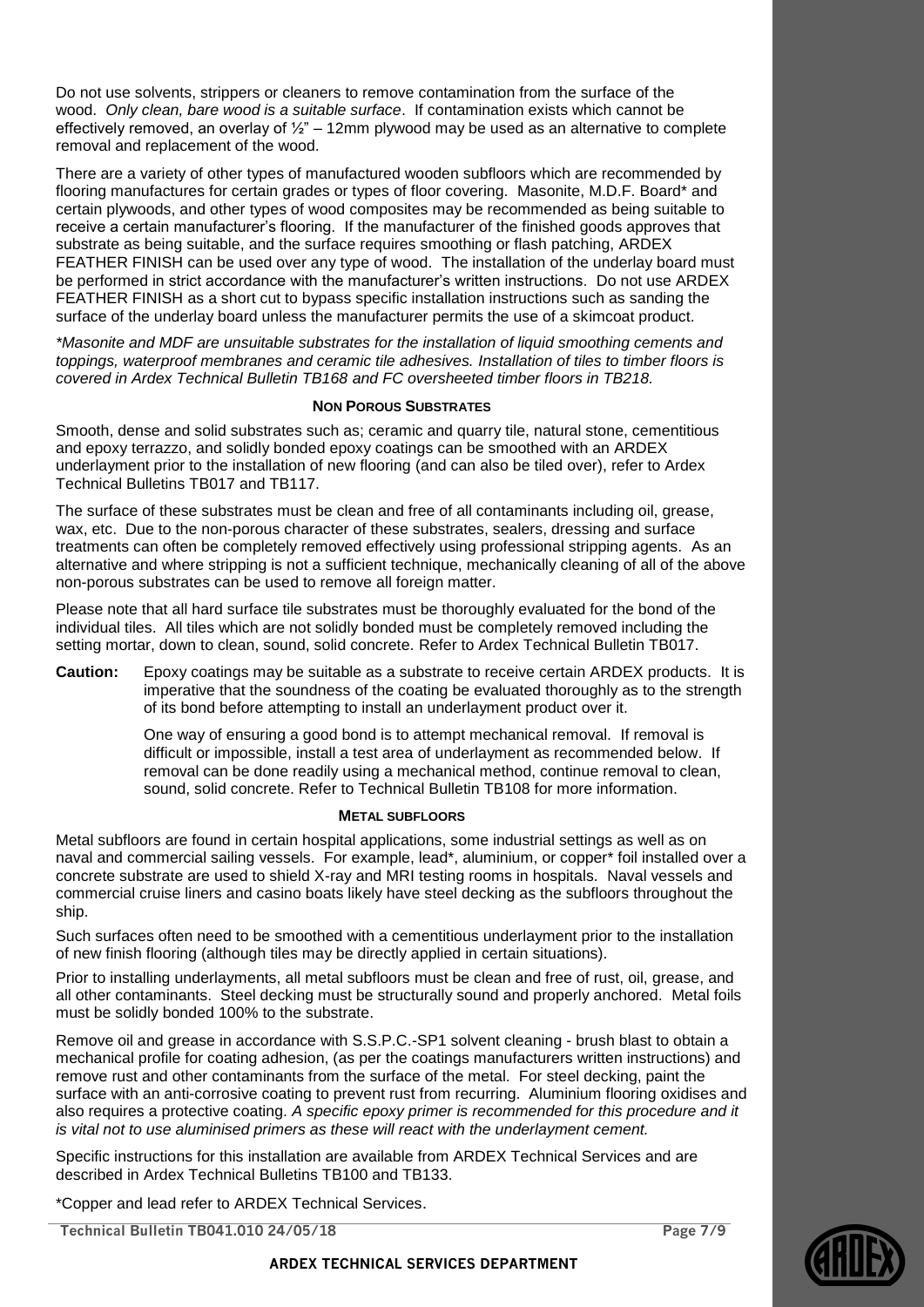Do not use solvents, strippers or cleaners to remove contamination from the surface of the wood. *Only clean, bare wood is a suitable surface*. If contamination exists which cannot be effectively removed, an overlay of ½" – 12mm plywood may be used as an alternative to complete removal and replacement of the wood.

There are a variety of other types of manufactured wooden subfloors which are recommended by flooring manufactures for certain grades or types of floor covering. Masonite, M.D.F. Board* and certain plywoods, and other types of wood composites may be recommended as being suitable to receive a certain manufacturer's flooring. If the manufacturer of the finished goods approves that substrate as being suitable, and the surface requires smoothing or flash patching, ARDEX FEATHER FINISH can be used over any type of wood. The installation of the underlay board must be performed in strict accordance with the manufacturer's written instructions. Do not use ARDEX FEATHER FINISH as a short cut to bypass specific installation instructions such as sanding the surface of the underlay board unless the manufacturer permits the use of a skimcoat product.

*\*Masonite and MDF are unsuitable substrates for the installation of liquid smoothing cements and toppings, waterproof membranes and ceramic tile adhesives. Installation of tiles to timber floors is covered in Ardex Technical Bulletin TB168 and FC oversheeted timber floors in TB218.*

### NON POROUS SUBSTRATES

Smooth, dense and solid substrates such as; ceramic and quarry tile, natural stone, cementitious and epoxy terrazzo, and solidly bonded epoxy coatings can be smoothed with an ARDEX underlayment prior to the installation of new flooring (and can also be tiled over), refer to Ardex Technical Bulletins TB017 and TB117.

The surface of these substrates must be clean and free of all contaminants including oil, grease, wax, etc. Due to the non-porous character of these substrates, sealers, dressing and surface treatments can often be completely removed effectively using professional stripping agents. As an alternative and where stripping is not a sufficient technique, mechanically cleaning of all of the above non-porous substrates can be used to remove all foreign matter.

Please note that all hard surface tile substrates must be thoroughly evaluated for the bond of the individual tiles. All tiles which are not solidly bonded must be completely removed including the setting mortar, down to clean, sound, solid concrete. Refer to Ardex Technical Bulletin TB017.

**Caution:** Epoxy coatings may be suitable as a substrate to receive certain ARDEX products. It is imperative that the soundness of the coating be evaluated thoroughly as to the strength of its bond before attempting to install an underlayment product over it.

One way of ensuring a good bond is to attempt mechanical removal. If removal is difficult or impossible, install a test area of underlayment as recommended below. If removal can be done readily using a mechanical method, continue removal to clean, sound, solid concrete. Refer to Technical Bulletin TB108 for more information.

### METAL SUBFLOORS

Metal subfloors are found in certain hospital applications, some industrial settings as well as on naval and commercial sailing vessels. For example, lead*, aluminium, or copper* foil installed over a concrete substrate are used to shield X-ray and MRI testing rooms in hospitals. Naval vessels and commercial cruise liners and casino boats likely have steel decking as the subfloors throughout the ship.

Such surfaces often need to be smoothed with a cementitious underlayment prior to the installation of new finish flooring (although tiles may be directly applied in certain situations).

Prior to installing underlayments, all metal subfloors must be clean and free of rust, oil, grease, and all other contaminants. Steel decking must be structurally sound and properly anchored. Metal foils must be solidly bonded 100% to the substrate.

Remove oil and grease in accordance with S.S.P.C.-SP1 solvent cleaning - brush blast to obtain a mechanical profile for coating adhesion, (as per the coatings manufacturers written instructions) and remove rust and other contaminants from the surface of the metal. For steel decking, paint the surface with an anti-corrosive coating to prevent rust from recurring. Aluminium flooring oxidises and also requires a protective coating. *A specific epoxy primer is recommended for this procedure and it is vital not to use aluminised primers as these will react with the underlayment cement.*

Specific instructions for this installation are available from ARDEX Technical Services and are described in Ardex Technical Bulletins TB100 and TB133.

*Copper and lead refer to ARDEX Technical Services.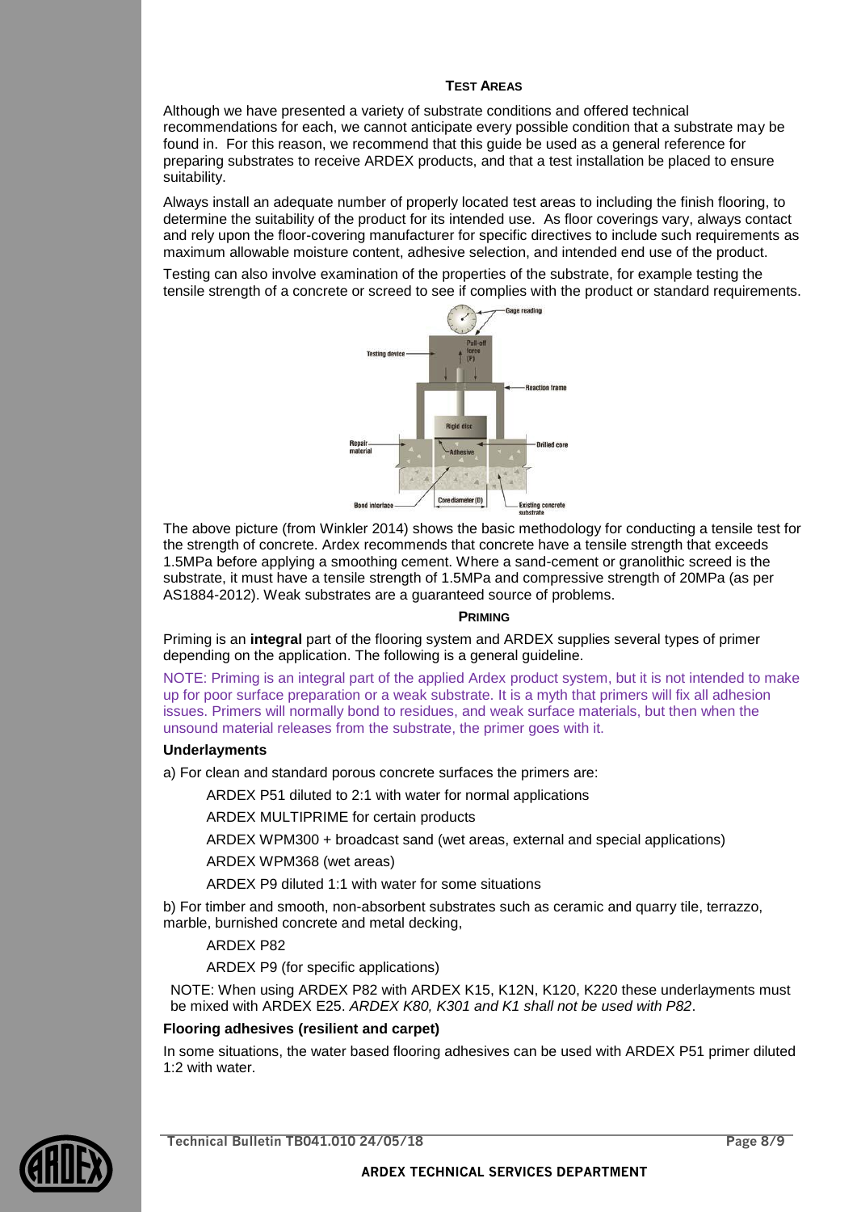## TEST AREAS

Although we have presented a variety of substrate conditions and offered technical recommendations for each, we cannot anticipate every possible condition that a substrate may be found in. For this reason, we recommend that this guide be used as a general reference for preparing substrates to receive ARDEX products, and that a test installation be placed to ensure suitability.

Always install an adequate number of properly located test areas to including the finish flooring, to determine the suitability of the product for its intended use. As floor coverings vary, always contact and rely upon the floor-covering manufacturer for specific directives to include such requirements as maximum allowable moisture content, adhesive selection, and intended end use of the product.

Testing can also involve examination of the properties of the substrate, for example testing the tensile strength of a concrete or screed to see if complies with the product or standard requirements.

The above picture (from Winkler 2014) shows the basic methodology for conducting a tensile test for the strength of concrete. Ardex recommends that concrete have a tensile strength that exceeds 1.5MPa before applying a smoothing cement. Where a sand-cement or granolithic screed is the substrate, it must have a tensile strength of 1.5MPa and compressive strength of 20MPa (as per AS1884-2012). Weak substrates are a guaranteed source of problems.

## PRIMING

Priming is an **integral** part of the flooring system and ARDEX supplies several types of primer depending on the application. The following is a general guideline.

NOTE: Priming is an integral part of the applied Ardex product system, but it is not intended to make up for poor surface preparation or a weak substrate. It is a myth that primers will fix all adhesion issues. Primers will normally bond to residues, and weak surface materials, but then when the unsound material releases from the substrate, the primer goes with it.

### Underlayments

a) For clean and standard porous concrete surfaces the primers are:

ARDEX P51 diluted to 2:1 with water for normal applications

ARDEX MULTIPRIME for certain products

ARDEX WPM300 + broadcast sand (wet areas, external and special applications)

ARDEX WPM368 (wet areas)

ARDEX P9 diluted 1:1 with water for some situations

b) For timber and smooth, non-absorbent substrates such as ceramic and quarry tile, terrazzo, marble, burnished concrete and metal decking,

ARDEX P82

ARDEX P9 (for specific applications)

NOTE: When using ARDEX P82 with ARDEX K15, K12N, K120, K220 these underlayments must be mixed with ARDEX E25. *ARDEX K80, K301 and K1 shall not be used with P82*.

### Flooring adhesives (resilient and carpet)

In some situations, the water based flooring adhesives can be used with ARDEX P51 primer diluted 1:2 with water.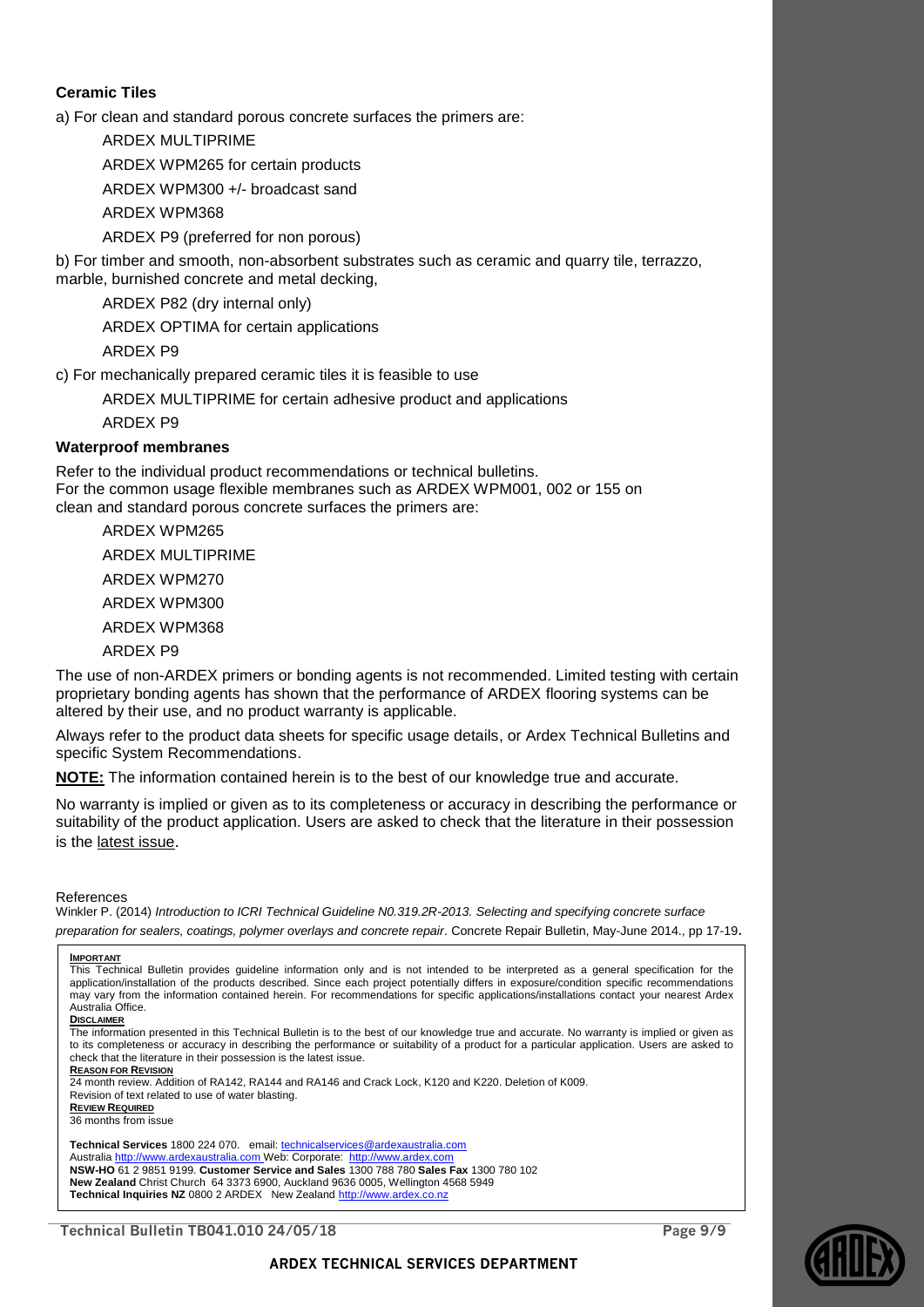**Ceramic Tiles**

a) For clean and standard porous concrete surfaces the primers are:

ARDEX MULTIPRIME

ARDEX WPM265 for certain products

ARDEX WPM300 +/- broadcast sand

ARDEX WPM368

ARDEX P9 (preferred for non porous)

b) For timber and smooth, non-absorbent substrates such as ceramic and quarry tile, terrazzo, marble, burnished concrete and metal decking,

ARDEX P82 (dry internal only)

ARDEX OPTIMA for certain applications

ARDEX P9

c) For mechanically prepared ceramic tiles it is feasible to use

ARDEX MULTIPRIME for certain adhesive product and applications

ARDEX P9

**Waterproof membranes**

Refer to the individual product recommendations or technical bulletins.
For the common usage flexible membranes such as ARDEX WPM001, 002 or 155 on clean and standard porous concrete surfaces the primers are:

ARDEX WPM265

ARDEX MULTIPRIME

ARDEX WPM270

ARDEX WPM300

ARDEX WPM368

ARDEX P9

The use of non-ARDEX primers or bonding agents is not recommended. Limited testing with certain proprietary bonding agents has shown that the performance of ARDEX flooring systems can be altered by their use, and no product warranty is applicable.

Always refer to the product data sheets for specific usage details, or Ardex Technical Bulletins and specific System Recommendations.

**NOTE:** The information contained herein is to the best of our knowledge true and accurate.

No warranty is implied or given as to its completeness or accuracy in describing the performance or suitability of the product application. Users are asked to check that the literature in their possession is the latest issue.

References

Winkler P. (2014) *Introduction to ICRI Technical Guideline N0.319.2R-2013. Selecting and specifying concrete surface preparation for sealers, coatings, polymer overlays and concrete repair*. Concrete Repair Bulletin, May-June 2014., pp 17-19.

**IMPORTANT**

This Technical Bulletin provides guideline information only and is not intended to be interpreted as a general specification for the application/installation of the products described. Since each project potentially differs in exposure/condition specific recommendations may vary from the information contained herein. For recommendations for specific applications/installations contact your nearest Ardex Australia Office.

**DISCLAIMER**

The information presented in this Technical Bulletin is to the best of our knowledge true and accurate. No warranty is implied or given as to its completeness or accuracy in describing the performance or suitability of a product for a particular application. Users are asked to check that the literature in their possession is the latest issue.

**REASON FOR REVISION**

24 month review. Addition of RA142, RA144 and RA146 and Crack Lock, K120 and K220. Deletion of K009.
Revision of text related to use of water blasting.

**REVIEW REQUIRED**

36 months from issue

**Technical Services** 1800 224 070. email: technicalservices@ardexaustralia.com
Australia http://www.ardexaustralia.com Web: Corporate: http://www.ardex.com
**NSW-HO** 61 2 9851 9199. **Customer Service and Sales** 1300 788 780 **Sales Fax** 1300 780 102
**New Zealand** Christ Church 64 3373 6900, Auckland 9636 0005, Wellington 4568 5949
**Technical Inquiries NZ** 0800 2 ARDEX New Zealand http://www.ardex.co.nz

Technical Bulletin TB041.010 24/05/18

ARDEX TECHNICAL SERVICES DEPARTMENT